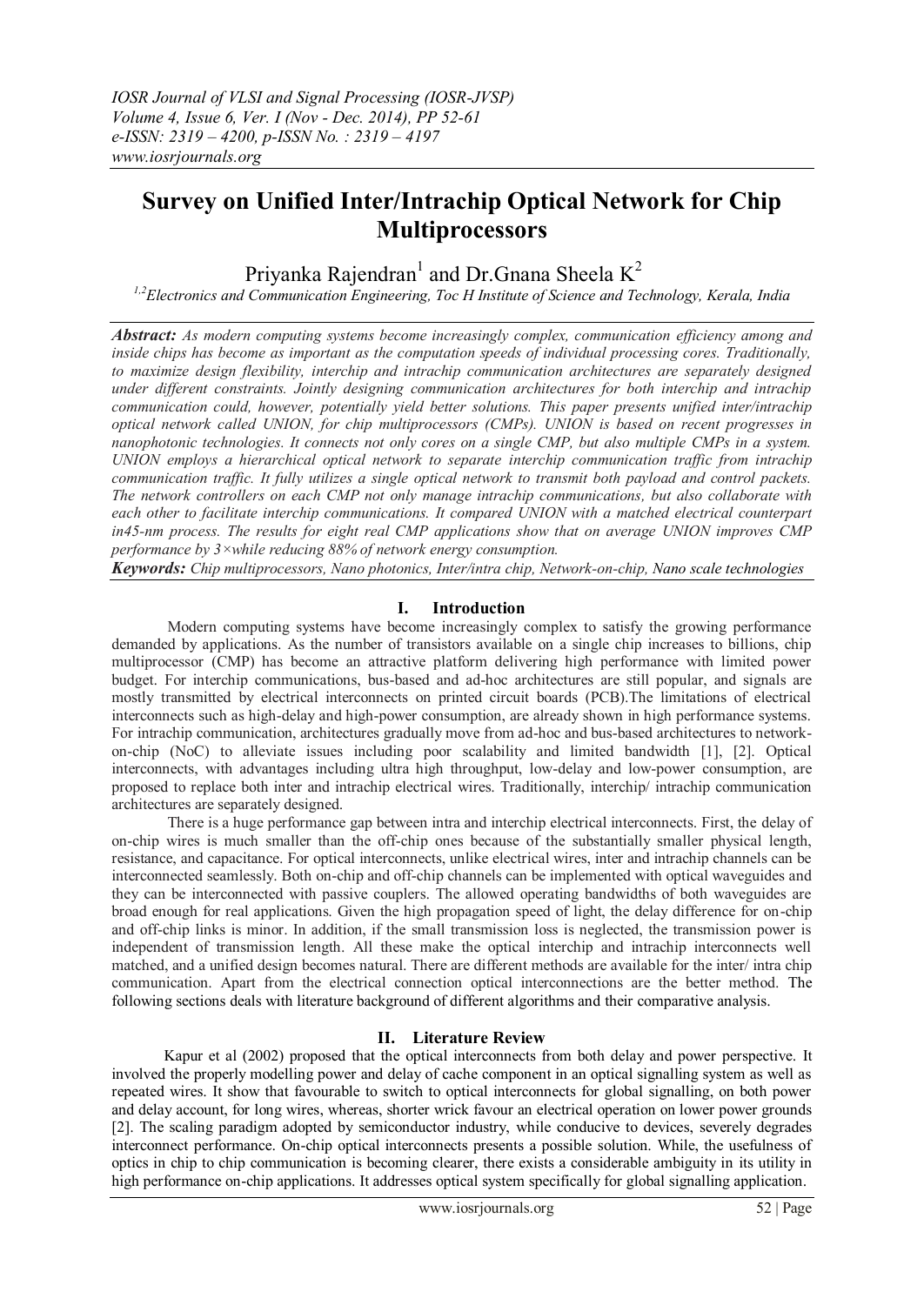# Survey on Unified Inter/Intrachip Optical Network for Chip Multiprocessors

Priyanka Rajendran[1] and Dr.Gnana Sheela K[2]

[1,2]Electronics and Communication Engineering, Toc H Institute of Science and Technology, Kerala, India

***Abstract:*** *As modern computing systems become increasingly complex, communication efficiency among and inside chips has become as important as the computation speeds of individual processing cores. Traditionally, to maximize design flexibility, interchip and intrachip communication architectures are separately designed under different constraints. Jointly designing communication architectures for both interchip and intrachip communication could, however, potentially yield better solutions. This paper presents unified inter/intrachip optical network called UNION, for chip multiprocessors (CMPs). UNION is based on recent progresses in nanophotonic technologies. It connects not only cores on a single CMP, but also multiple CMPs in a system. UNION employs a hierarchical optical network to separate interchip communication traffic from intrachip communication traffic. It fully utilizes a single optical network to transmit both payload and control packets. The network controllers on each CMP not only manage intrachip communications, but also collaborate with each other to facilitate interchip communications. It compared UNION with a matched electrical counterpart in45-nm process. The results for eight real CMP applications show that on average UNION improves CMP performance by 3×while reducing 88% of network energy consumption.*

***Keywords:*** *Chip multiprocessors, Nano photonics, Inter/intra chip, Network-on-chip, Nano scale technologies*

## I. Introduction

Modern computing systems have become increasingly complex to satisfy the growing performance demanded by applications. As the number of transistors available on a single chip increases to billions, chip multiprocessor (CMP) has become an attractive platform delivering high performance with limited power budget. For interchip communications, bus-based and ad-hoc architectures are still popular, and signals are mostly transmitted by electrical interconnects on printed circuit boards (PCB).The limitations of electrical interconnects such as high-delay and high-power consumption, are already shown in high performance systems. For intrachip communication, architectures gradually move from ad-hoc and bus-based architectures to network-on-chip (NoC) to alleviate issues including poor scalability and limited bandwidth [1], [2]. Optical interconnects, with advantages including ultra high throughput, low-delay and low-power consumption, are proposed to replace both inter and intrachip electrical wires. Traditionally, interchip/ intrachip communication architectures are separately designed.

There is a huge performance gap between intra and interchip electrical interconnects. First, the delay of on-chip wires is much smaller than the off-chip ones because of the substantially smaller physical length, resistance, and capacitance. For optical interconnects, unlike electrical wires, inter and intrachip channels can be interconnected seamlessly. Both on-chip and off-chip channels can be implemented with optical waveguides and they can be interconnected with passive couplers. The allowed operating bandwidths of both waveguides are broad enough for real applications. Given the high propagation speed of light, the delay difference for on-chip and off-chip links is minor. In addition, if the small transmission loss is neglected, the transmission power is independent of transmission length. All these make the optical interchip and intrachip interconnects well matched, and a unified design becomes natural. There are different methods are available for the inter/ intra chip communication. Apart from the electrical connection optical interconnections are the better method. The following sections deals with literature background of different algorithms and their comparative analysis.

## II. Literature Review

Kapur et al (2002) proposed that the optical interconnects from both delay and power perspective. It involved the properly modelling power and delay of cache component in an optical signalling system as well as repeated wires. It show that favourable to switch to optical interconnects for global signalling, on both power and delay account, for long wires, whereas, shorter wrick favour an electrical operation on lower power grounds [2]. The scaling paradigm adopted by semiconductor industry, while conducive to devices, severely degrades interconnect performance. On-chip optical interconnects presents a possible solution. While, the usefulness of optics in chip to chip communication is becoming clearer, there exists a considerable ambiguity in its utility in high performance on-chip applications. It addresses optical system specifically for global signalling application.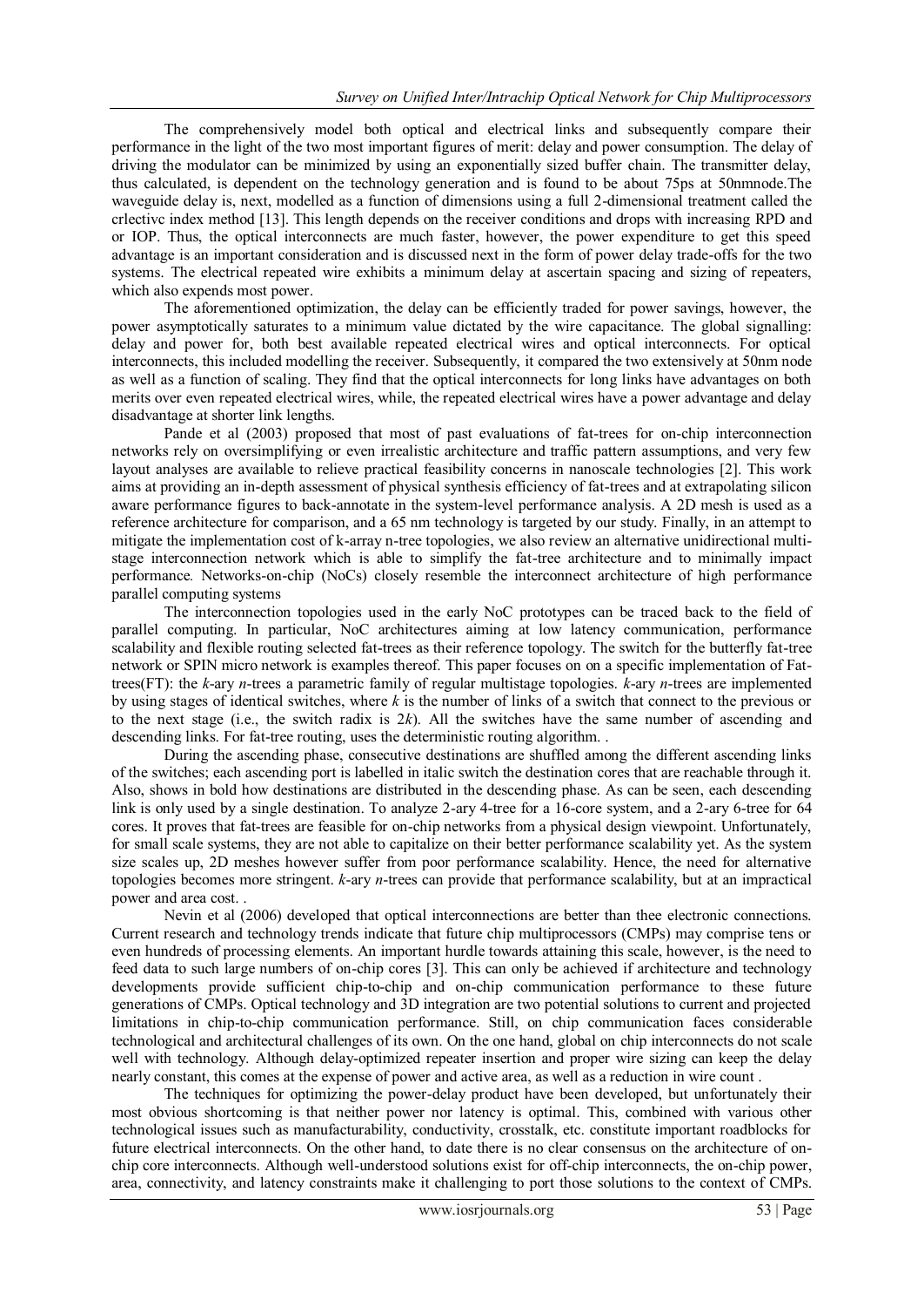The comprehensively model both optical and electrical links and subsequently compare their performance in the light of the two most important figures of merit: delay and power consumption. The delay of driving the modulator can be minimized by using an exponentially sized buffer chain. The transmitter delay, thus calculated, is dependent on the technology generation and is found to be about 75ps at 50nmnode.The waveguide delay is, next, modelled as a function of dimensions using a full 2-dimensional treatment called the crlective index method [13]. This length depends on the receiver conditions and drops with increasing RPD and or IOP. Thus, the optical interconnects are much faster, however, the power expenditure to get this speed advantage is an important consideration and is discussed next in the form of power delay trade-offs for the two systems. The electrical repeated wire exhibits a minimum delay at ascertain spacing and sizing of repeaters, which also expends most power.

The aforementioned optimization, the delay can be efficiently traded for power savings, however, the power asymptotically saturates to a minimum value dictated by the wire capacitance. The global signalling: delay and power for, both best available repeated electrical wires and optical interconnects. For optical interconnects, this included modelling the receiver. Subsequently, it compared the two extensively at 50nm node as well as a function of scaling. They find that the optical interconnects for long links have advantages on both merits over even repeated electrical wires, while, the repeated electrical wires have a power advantage and delay disadvantage at shorter link lengths.

Pande et al (2003) proposed that most of past evaluations of fat-trees for on-chip interconnection networks rely on oversimplifying or even irrealistic architecture and traffic pattern assumptions, and very few layout analyses are available to relieve practical feasibility concerns in nanoscale technologies [2]. This work aims at providing an in-depth assessment of physical synthesis efficiency of fat-trees and at extrapolating silicon aware performance figures to back-annotate in the system-level performance analysis. A 2D mesh is used as a reference architecture for comparison, and a 65 nm technology is targeted by our study. Finally, in an attempt to mitigate the implementation cost of k-array n-tree topologies, we also review an alternative unidirectional multi-stage interconnection network which is able to simplify the fat-tree architecture and to minimally impact performance. Networks-on-chip (NoCs) closely resemble the interconnect architecture of high performance parallel computing systems

The interconnection topologies used in the early NoC prototypes can be traced back to the field of parallel computing. In particular, NoC architectures aiming at low latency communication, performance scalability and flexible routing selected fat-trees as their reference topology. The switch for the butterfly fat-tree network or SPIN micro network is examples thereof. This paper focuses on on a specific implementation of Fat-trees(FT): the *k*-ary *n*-trees a parametric family of regular multistage topologies. *k*-ary *n*-trees are implemented by using stages of identical switches, where *k* is the number of links of a switch that connect to the previous or to the next stage (i.e., the switch radix is 2*k*). All the switches have the same number of ascending and descending links. For fat-tree routing, uses the deterministic routing algorithm. .

During the ascending phase, consecutive destinations are shuffled among the different ascending links of the switches; each ascending port is labelled in italic switch the destination cores that are reachable through it. Also, shows in bold how destinations are distributed in the descending phase. As can be seen, each descending link is only used by a single destination. To analyze 2-ary 4-tree for a 16-core system, and a 2-ary 6-tree for 64 cores. It proves that fat-trees are feasible for on-chip networks from a physical design viewpoint. Unfortunately, for small scale systems, they are not able to capitalize on their better performance scalability yet. As the system size scales up, 2D meshes however suffer from poor performance scalability. Hence, the need for alternative topologies becomes more stringent. *k*-ary *n*-trees can provide that performance scalability, but at an impractical power and area cost. .

Nevin et al (2006) developed that optical interconnections are better than thee electronic connections. Current research and technology trends indicate that future chip multiprocessors (CMPs) may comprise tens or even hundreds of processing elements. An important hurdle towards attaining this scale, however, is the need to feed data to such large numbers of on-chip cores [3]. This can only be achieved if architecture and technology developments provide sufficient chip-to-chip and on-chip communication performance to these future generations of CMPs. Optical technology and 3D integration are two potential solutions to current and projected limitations in chip-to-chip communication performance. Still, on chip communication faces considerable technological and architectural challenges of its own. On the one hand, global on chip interconnects do not scale well with technology. Although delay-optimized repeater insertion and proper wire sizing can keep the delay nearly constant, this comes at the expense of power and active area, as well as a reduction in wire count .

The techniques for optimizing the power-delay product have been developed, but unfortunately their most obvious shortcoming is that neither power nor latency is optimal. This, combined with various other technological issues such as manufacturability, conductivity, crosstalk, etc. constitute important roadblocks for future electrical interconnects. On the other hand, to date there is no clear consensus on the architecture of on-chip core interconnects. Although well-understood solutions exist for off-chip interconnects, the on-chip power, area, connectivity, and latency constraints make it challenging to port those solutions to the context of CMPs.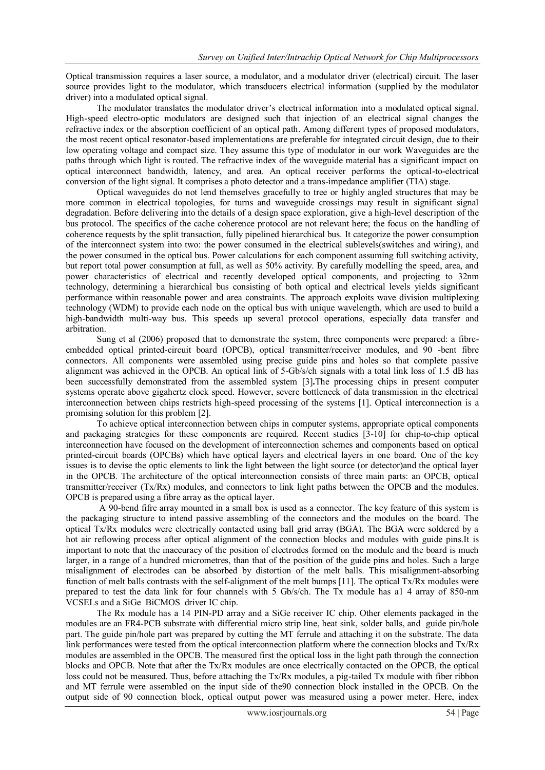Optical transmission requires a laser source, a modulator, and a modulator driver (electrical) circuit. The laser source provides light to the modulator, which transducers electrical information (supplied by the modulator driver) into a modulated optical signal.

The modulator translates the modulator driver's electrical information into a modulated optical signal. High-speed electro-optic modulators are designed such that injection of an electrical signal changes the refractive index or the absorption coefficient of an optical path. Among different types of proposed modulators, the most recent optical resonator-based implementations are preferable for integrated circuit design, due to their low operating voltage and compact size. They assume this type of modulator in our work Waveguides are the paths through which light is routed. The refractive index of the waveguide material has a significant impact on optical interconnect bandwidth, latency, and area. An optical receiver performs the optical-to-electrical conversion of the light signal. It comprises a photo detector and a trans-impedance amplifier (TIA) stage.

Optical waveguides do not lend themselves gracefully to tree or highly angled structures that may be more common in electrical topologies, for turns and waveguide crossings may result in significant signal degradation. Before delivering into the details of a design space exploration, give a high-level description of the bus protocol. The specifics of the cache coherence protocol are not relevant here; the focus on the handling of coherence requests by the split transaction, fully pipelined hierarchical bus. It categorize the power consumption of the interconnect system into two: the power consumed in the electrical sublevels(switches and wiring), and the power consumed in the optical bus. Power calculations for each component assuming full switching activity, but report total power consumption at full, as well as 50% activity. By carefully modelling the speed, area, and power characteristics of electrical and recently developed optical components, and projecting to 32nm technology, determining a hierarchical bus consisting of both optical and electrical levels yields significant performance within reasonable power and area constraints. The approach exploits wave division multiplexing technology (WDM) to provide each node on the optical bus with unique wavelength, which are used to build a high-bandwidth multi-way bus. This speeds up several protocol operations, especially data transfer and arbitration.

Sung et al (2006) proposed that to demonstrate the system, three components were prepared: a fibre-embedded optical printed-circuit board (OPCB), optical transmitter/receiver modules, and 90 -bent fibre connectors. All components were assembled using precise guide pins and holes so that complete passive alignment was achieved in the OPCB. An optical link of 5-Gb/s/ch signals with a total link loss of 1.5 dB has been successfully demonstrated from the assembled system [3]**.**The processing chips in present computer systems operate above gigahertz clock speed. However, severe bottleneck of data transmission in the electrical interconnection between chips restricts high-speed processing of the systems [1]. Optical interconnection is a promising solution for this problem [2].

To achieve optical interconnection between chips in computer systems, appropriate optical components and packaging strategies for these components are required. Recent studies [3-10] for chip-to-chip optical interconnection have focused on the development of interconnection schemes and components based on optical printed-circuit boards (OPCBs) which have optical layers and electrical layers in one board. One of the key issues is to devise the optic elements to link the light between the light source (or detector)and the optical layer in the OPCB. The architecture of the optical interconnection consists of three main parts: an OPCB, optical transmitter/receiver (Tx/Rx) modules, and connectors to link light paths between the OPCB and the modules. OPCB is prepared using a fibre array as the optical layer.

A 90-bend fifre array mounted in a small box is used as a connector. The key feature of this system is the packaging structure to intend passive assembling of the connectors and the modules on the board. The optical Tx/Rx modules were electrically contacted using ball grid array (BGA). The BGA were soldered by a hot air reflowing process after optical alignment of the connection blocks and modules with guide pins.It is important to note that the inaccuracy of the position of electrodes formed on the module and the board is much larger, in a range of a hundred micrometres, than that of the position of the guide pins and holes. Such a large misalignment of electrodes can be absorbed by distortion of the melt balls. This misalignment-absorbing function of melt balls contrasts with the self-alignment of the melt bumps [11]. The optical Tx/Rx modules were prepared to test the data link for four channels with 5 Gb/s/ch. The Tx module has a1 4 array of 850-nm VCSELs and a SiGe BiCMOS driver IC chip.

The Rx module has a 14 PIN-PD array and a SiGe receiver IC chip. Other elements packaged in the modules are an FR4-PCB substrate with differential micro strip line, heat sink, solder balls, and guide pin/hole part. The guide pin/hole part was prepared by cutting the MT ferrule and attaching it on the substrate. The data link performances were tested from the optical interconnection platform where the connection blocks and Tx/Rx modules are assembled in the OPCB. The measured first the optical loss in the light path through the connection blocks and OPCB. Note that after the Tx/Rx modules are once electrically contacted on the OPCB, the optical loss could not be measured. Thus, before attaching the Tx/Rx modules, a pig-tailed Tx module with fiber ribbon and MT ferrule were assembled on the input side of the90 connection block installed in the OPCB. On the output side of 90 connection block, optical output power was measured using a power meter. Here, index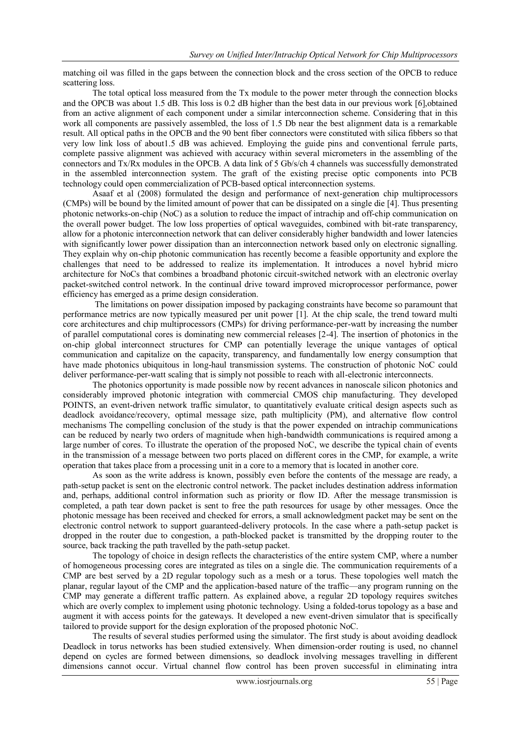matching oil was filled in the gaps between the connection block and the cross section of the OPCB to reduce scattering loss.

The total optical loss measured from the Tx module to the power meter through the connection blocks and the OPCB was about 1.5 dB. This loss is 0.2 dB higher than the best data in our previous work [6],obtained from an active alignment of each component under a similar interconnection scheme. Considering that in this work all components are passively assembled, the loss of 1.5 Db near the best alignment data is a remarkable result. All optical paths in the OPCB and the 90 bent fiber connectors were constituted with silica fibbers so that very low link loss of about1.5 dB was achieved. Employing the guide pins and conventional ferrule parts, complete passive alignment was achieved with accuracy within several micrometers in the assembling of the connectors and Tx/Rx modules in the OPCB. A data link of 5 Gb/s/ch 4 channels was successfully demonstrated in the assembled interconnection system. The graft of the existing precise optic components into PCB technology could open commercialization of PCB-based optical interconnection systems.

Asaaf et al (2008) formulated the design and performance of next-generation chip multiprocessors (CMPs) will be bound by the limited amount of power that can be dissipated on a single die [4]. Thus presenting photonic networks-on-chip (NoC) as a solution to reduce the impact of intrachip and off-chip communication on the overall power budget. The low loss properties of optical waveguides, combined with bit-rate transparency, allow for a photonic interconnection network that can deliver considerably higher bandwidth and lower latencies with significantly lower power dissipation than an interconnection network based only on electronic signalling. They explain why on-chip photonic communication has recently become a feasible opportunity and explore the challenges that need to be addressed to realize its implementation. It introduces a novel hybrid micro architecture for NoCs that combines a broadband photonic circuit-switched network with an electronic overlay packet-switched control network. In the continual drive toward improved microprocessor performance, power efficiency has emerged as a prime design consideration.

The limitations on power dissipation imposed by packaging constraints have become so paramount that performance metrics are now typically measured per unit power [1]. At the chip scale, the trend toward multi core architectures and chip multiprocessors (CMPs) for driving performance-per-watt by increasing the number of parallel computational cores is dominating new commercial releases [2-4]. The insertion of photonics in the on-chip global interconnect structures for CMP can potentially leverage the unique vantages of optical communication and capitalize on the capacity, transparency, and fundamentally low energy consumption that have made photonics ubiquitous in long-haul transmission systems. The construction of photonic NoC could deliver performance-per-watt scaling that is simply not possible to reach with all-electronic interconnects.

The photonics opportunity is made possible now by recent advances in nanoscale silicon photonics and considerably improved photonic integration with commercial CMOS chip manufacturing. They developed POINTS, an event-driven network traffic simulator, to quantitatively evaluate critical design aspects such as deadlock avoidance/recovery, optimal message size, path multiplicity (PM), and alternative flow control mechanisms The compelling conclusion of the study is that the power expended on intrachip communications can be reduced by nearly two orders of magnitude when high-bandwidth communications is required among a large number of cores. To illustrate the operation of the proposed NoC, we describe the typical chain of events in the transmission of a message between two ports placed on different cores in the CMP, for example, a write operation that takes place from a processing unit in a core to a memory that is located in another core.

As soon as the write address is known, possibly even before the contents of the message are ready, a path-setup packet is sent on the electronic control network. The packet includes destination address information and, perhaps, additional control information such as priority or flow ID. After the message transmission is completed, a path tear down packet is sent to free the path resources for usage by other messages. Once the photonic message has been received and checked for errors, a small acknowledgment packet may be sent on the electronic control network to support guaranteed-delivery protocols. In the case where a path-setup packet is dropped in the router due to congestion, a path-blocked packet is transmitted by the dropping router to the source, back tracking the path travelled by the path-setup packet.

The topology of choice in design reflects the characteristics of the entire system CMP, where a number of homogeneous processing cores are integrated as tiles on a single die. The communication requirements of a CMP are best served by a 2D regular topology such as a mesh or a torus. These topologies well match the planar, regular layout of the CMP and the application-based nature of the traffic—any program running on the CMP may generate a different traffic pattern. As explained above, a regular 2D topology requires switches which are overly complex to implement using photonic technology. Using a folded-torus topology as a base and augment it with access points for the gateways. It developed a new event-driven simulator that is specifically tailored to provide support for the design exploration of the proposed photonic NoC.

The results of several studies performed using the simulator. The first study is about avoiding deadlock Deadlock in torus networks has been studied extensively. When dimension-order routing is used, no channel depend on cycles are formed between dimensions, so deadlock involving messages travelling in different dimensions cannot occur. Virtual channel flow control has been proven successful in eliminating intra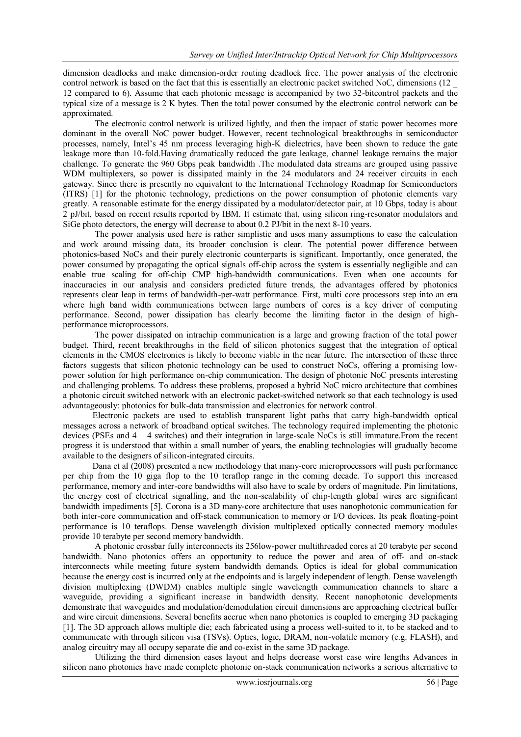dimension deadlocks and make dimension-order routing deadlock free. The power analysis of the electronic control network is based on the fact that this is essentially an electronic packet switched NoC, dimensions (12 _ 12 compared to 6). Assume that each photonic message is accompanied by two 32-bitcontrol packets and the typical size of a message is 2 K bytes. Then the total power consumed by the electronic control network can be approximated.

The electronic control network is utilized lightly, and then the impact of static power becomes more dominant in the overall NoC power budget. However, recent technological breakthroughs in semiconductor processes, namely, Intel's 45 nm process leveraging high-K dielectrics, have been shown to reduce the gate leakage more than 10-fold.Having dramatically reduced the gate leakage, channel leakage remains the major challenge. To generate the 960 Gbps peak bandwidth .The modulated data streams are grouped using passive WDM multiplexers, so power is dissipated mainly in the 24 modulators and 24 receiver circuits in each gateway. Since there is presently no equivalent to the International Technology Roadmap for Semiconductors (ITRS) [1] for the photonic technology, predictions on the power consumption of photonic elements vary greatly. A reasonable estimate for the energy dissipated by a modulator/detector pair, at 10 Gbps, today is about 2 pJ/bit, based on recent results reported by IBM. It estimate that, using silicon ring-resonator modulators and SiGe photo detectors, the energy will decrease to about 0.2 PJ/bit in the next 8-10 years.

The power analysis used here is rather simplistic and uses many assumptions to ease the calculation and work around missing data, its broader conclusion is clear. The potential power difference between photonics-based NoCs and their purely electronic counterparts is significant. Importantly, once generated, the power consumed by propagating the optical signals off-chip across the system is essentially negligible and can enable true scaling for off-chip CMP high-bandwidth communications. Even when one accounts for inaccuracies in our analysis and considers predicted future trends, the advantages offered by photonics represents clear leap in terms of bandwidth-per-watt performance. First, multi core processors step into an era where high band width communications between large numbers of cores is a key driver of computing performance. Second, power dissipation has clearly become the limiting factor in the design of high-performance microprocessors.

The power dissipated on intrachip communication is a large and growing fraction of the total power budget. Third, recent breakthroughs in the field of silicon photonics suggest that the integration of optical elements in the CMOS electronics is likely to become viable in the near future. The intersection of these three factors suggests that silicon photonic technology can be used to construct NoCs, offering a promising low-power solution for high performance on-chip communication. The design of photonic NoC presents interesting and challenging problems. To address these problems, proposed a hybrid NoC micro architecture that combines a photonic circuit switched network with an electronic packet-switched network so that each technology is used advantageously: photonics for bulk-data transmission and electronics for network control.

Electronic packets are used to establish transparent light paths that carry high-bandwidth optical messages across a network of broadband optical switches. The technology required implementing the photonic devices (PSEs and 4 _ 4 switches) and their integration in large-scale NoCs is still immature.From the recent progress it is understood that within a small number of years, the enabling technologies will gradually become available to the designers of silicon-integrated circuits.

Dana et al (2008) presented a new methodology that many-core microprocessors will push performance per chip from the 10 giga flop to the 10 teraflop range in the coming decade. To support this increased performance, memory and inter-core bandwidths will also have to scale by orders of magnitude. Pin limitations, the energy cost of electrical signalling, and the non-scalability of chip-length global wires are significant bandwidth impediments [5]. Corona is a 3D many-core architecture that uses nanophotonic communication for both inter-core communication and off-stack communication to memory or I/O devices. Its peak floating-point performance is 10 teraflops. Dense wavelength division multiplexed optically connected memory modules provide 10 terabyte per second memory bandwidth.

A photonic crossbar fully interconnects its 256low-power multithreaded cores at 20 terabyte per second bandwidth. Nano photonics offers an opportunity to reduce the power and area of off- and on-stack interconnects while meeting future system bandwidth demands. Optics is ideal for global communication because the energy cost is incurred only at the endpoints and is largely independent of length. Dense wavelength division multiplexing (DWDM) enables multiple single wavelength communication channels to share a waveguide, providing a significant increase in bandwidth density. Recent nanophotonic developments demonstrate that waveguides and modulation/demodulation circuit dimensions are approaching electrical buffer and wire circuit dimensions. Several benefits accrue when nano photonics is coupled to emerging 3D packaging [1]. The 3D approach allows multiple die; each fabricated using a process well-suited to it, to be stacked and to communicate with through silicon visa (TSVs). Optics, logic, DRAM, non-volatile memory (e.g. FLASH), and analog circuitry may all occupy separate die and co-exist in the same 3D package.

Utilizing the third dimension eases layout and helps decrease worst case wire lengths Advances in silicon nano photonics have made complete photonic on-stack communication networks a serious alternative to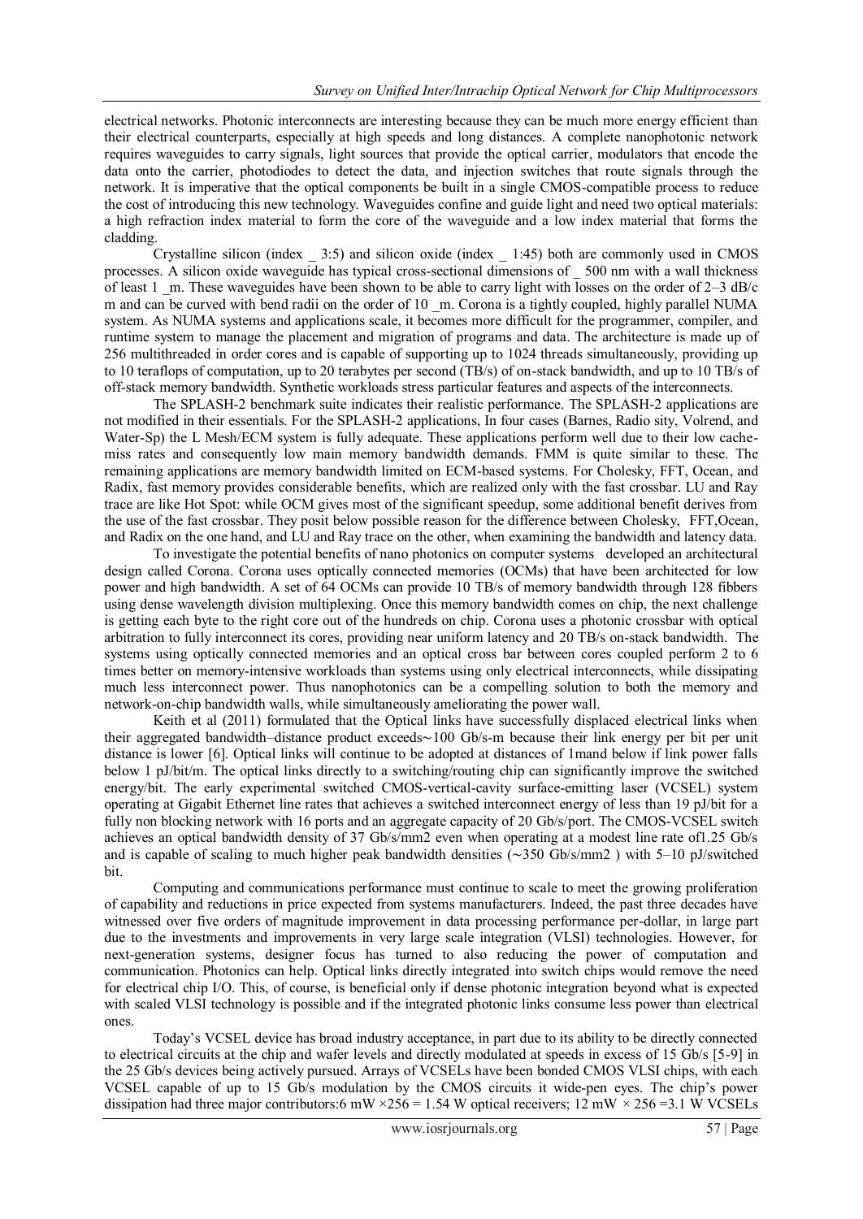electrical networks. Photonic interconnects are interesting because they can be much more energy efficient than their electrical counterparts, especially at high speeds and long distances. A complete nanophotonic network requires waveguides to carry signals, light sources that provide the optical carrier, modulators that encode the data onto the carrier, photodiodes to detect the data, and injection switches that route signals through the network. It is imperative that the optical components be built in a single CMOS-compatible process to reduce the cost of introducing this new technology. Waveguides confine and guide light and need two optical materials: a high refraction index material to form the core of the waveguide and a low index material that forms the cladding.

Crystalline silicon (index _ 3:5) and silicon oxide (index _ 1:45) both are commonly used in CMOS processes. A silicon oxide waveguide has typical cross-sectional dimensions of _ 500 nm with a wall thickness of least 1 _m. These waveguides have been shown to be able to carry light with losses on the order of 2–3 dB/c m and can be curved with bend radii on the order of 10 _m. Corona is a tightly coupled, highly parallel NUMA system. As NUMA systems and applications scale, it becomes more difficult for the programmer, compiler, and runtime system to manage the placement and migration of programs and data. The architecture is made up of 256 multithreaded in order cores and is capable of supporting up to 1024 threads simultaneously, providing up to 10 teraflops of computation, up to 20 terabytes per second (TB/s) of on-stack bandwidth, and up to 10 TB/s of off-stack memory bandwidth. Synthetic workloads stress particular features and aspects of the interconnects.

The SPLASH-2 benchmark suite indicates their realistic performance. The SPLASH-2 applications are not modified in their essentials. For the SPLASH-2 applications, In four cases (Barnes, Radio sity, Volrend, and Water-Sp) the L Mesh/ECM system is fully adequate. These applications perform well due to their low cache-miss rates and consequently low main memory bandwidth demands. FMM is quite similar to these. The remaining applications are memory bandwidth limited on ECM-based systems. For Cholesky, FFT, Ocean, and Radix, fast memory provides considerable benefits, which are realized only with the fast crossbar. LU and Ray trace are like Hot Spot: while OCM gives most of the significant speedup, some additional benefit derives from the use of the fast crossbar. They posit below possible reason for the difference between Cholesky, FFT,Ocean, and Radix on the one hand, and LU and Ray trace on the other, when examining the bandwidth and latency data.

To investigate the potential benefits of nano photonics on computer systems developed an architectural design called Corona. Corona uses optically connected memories (OCMs) that have been architected for low power and high bandwidth. A set of 64 OCMs can provide 10 TB/s of memory bandwidth through 128 fibbers using dense wavelength division multiplexing. Once this memory bandwidth comes on chip, the next challenge is getting each byte to the right core out of the hundreds on chip. Corona uses a photonic crossbar with optical arbitration to fully interconnect its cores, providing near uniform latency and 20 TB/s on-stack bandwidth. The systems using optically connected memories and an optical cross bar between cores coupled perform 2 to 6 times better on memory-intensive workloads than systems using only electrical interconnects, while dissipating much less interconnect power. Thus nanophotonics can be a compelling solution to both the memory and network-on-chip bandwidth walls, while simultaneously ameliorating the power wall.

Keith et al (2011) formulated that the Optical links have successfully displaced electrical links when their aggregated bandwidth–distance product exceeds∼100 Gb/s-m because their link energy per bit per unit distance is lower [6]. Optical links will continue to be adopted at distances of 1mand below if link power falls below 1 pJ/bit/m. The optical links directly to a switching/routing chip can significantly improve the switched energy/bit. The early experimental switched CMOS-vertical-cavity surface-emitting laser (VCSEL) system operating at Gigabit Ethernet line rates that achieves a switched interconnect energy of less than 19 pJ/bit for a fully non blocking network with 16 ports and an aggregate capacity of 20 Gb/s/port. The CMOS-VCSEL switch achieves an optical bandwidth density of 37 Gb/s/mm2 even when operating at a modest line rate of1.25 Gb/s and is capable of scaling to much higher peak bandwidth densities (∼350 Gb/s/mm2 ) with 5–10 pJ/switched bit.

Computing and communications performance must continue to scale to meet the growing proliferation of capability and reductions in price expected from systems manufacturers. Indeed, the past three decades have witnessed over five orders of magnitude improvement in data processing performance per-dollar, in large part due to the investments and improvements in very large scale integration (VLSI) technologies. However, for next-generation systems, designer focus has turned to also reducing the power of computation and communication. Photonics can help. Optical links directly integrated into switch chips would remove the need for electrical chip I/O. This, of course, is beneficial only if dense photonic integration beyond what is expected with scaled VLSI technology is possible and if the integrated photonic links consume less power than electrical ones.

Today's VCSEL device has broad industry acceptance, in part due to its ability to be directly connected to electrical circuits at the chip and wafer levels and directly modulated at speeds in excess of 15 Gb/s [5-9] in the 25 Gb/s devices being actively pursued. Arrays of VCSELs have been bonded CMOS VLSI chips, with each VCSEL capable of up to 15 Gb/s modulation by the CMOS circuits it wide-pen eyes. The chip's power dissipation had three major contributors:6 mW ×256 = 1.54 W optical receivers; 12 mW × 256 =3.1 W VCSELs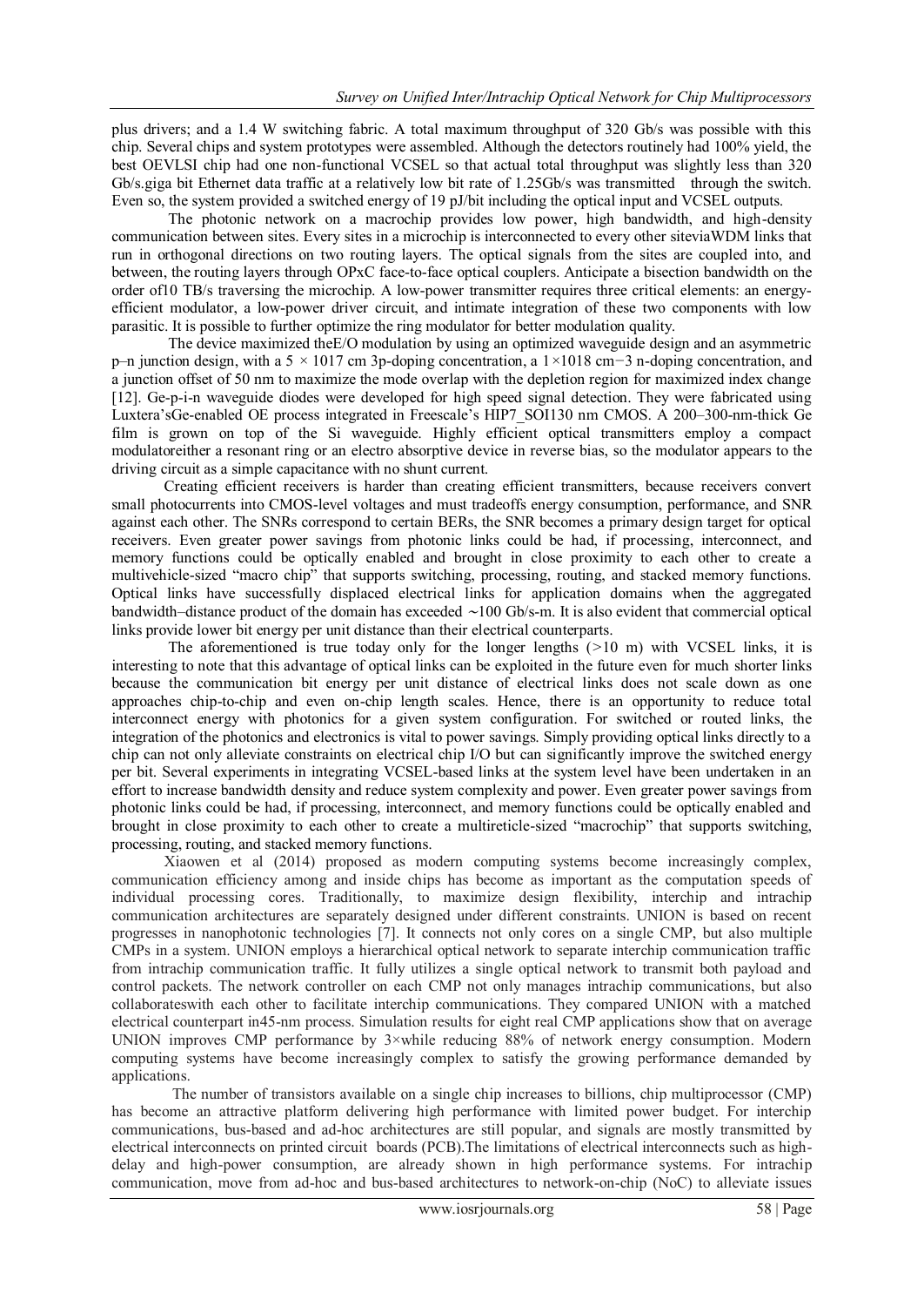plus drivers; and a 1.4 W switching fabric. A total maximum throughput of 320 Gb/s was possible with this chip. Several chips and system prototypes were assembled. Although the detectors routinely had 100% yield, the best OEVLSI chip had one non-functional VCSEL so that actual total throughput was slightly less than 320 Gb/s.giga bit Ethernet data traffic at a relatively low bit rate of 1.25Gb/s was transmitted through the switch. Even so, the system provided a switched energy of 19 pJ/bit including the optical input and VCSEL outputs.

The photonic network on a macrochip provides low power, high bandwidth, and high-density communication between sites. Every sites in a microchip is interconnected to every other siteviaWDM links that run in orthogonal directions on two routing layers. The optical signals from the sites are coupled into, and between, the routing layers through OPxC face-to-face optical couplers. Anticipate a bisection bandwidth on the order of10 TB/s traversing the microchip. A low-power transmitter requires three critical elements: an energy-efficient modulator, a low-power driver circuit, and intimate integration of these two components with low parasitic. It is possible to further optimize the ring modulator for better modulation quality.

The device maximized theE/O modulation by using an optimized waveguide design and an asymmetric p–n junction design, with a $5 \times 1017$ cm 3p-doping concentration, a $1 \times 1018$ cm$^{-3}$ n-doping concentration, and a junction offset of 50 nm to maximize the mode overlap with the depletion region for maximized index change [12]. Ge-p-i-n waveguide diodes were developed for high speed signal detection. They were fabricated using Luxtera'sGe-enabled OE process integrated in Freescale's HIP7_SOI130 nm CMOS. A 200–300-nm-thick Ge film is grown on top of the Si waveguide. Highly efficient optical transmitters employ a compact modulatoreither a resonant ring or an electro absorptive device in reverse bias, so the modulator appears to the driving circuit as a simple capacitance with no shunt current.

Creating efficient receivers is harder than creating efficient transmitters, because receivers convert small photocurrents into CMOS-level voltages and must tradeoffs energy consumption, performance, and SNR against each other. The SNRs correspond to certain BERs, the SNR becomes a primary design target for optical receivers. Even greater power savings from photonic links could be had, if processing, interconnect, and memory functions could be optically enabled and brought in close proximity to each other to create a multivehicle-sized "macro chip" that supports switching, processing, routing, and stacked memory functions. Optical links have successfully displaced electrical links for application domains when the aggregated bandwidth–distance product of the domain has exceeded ~100 Gb/s-m. It is also evident that commercial optical links provide lower bit energy per unit distance than their electrical counterparts.

The aforementioned is true today only for the longer lengths (>10 m) with VCSEL links, it is interesting to note that this advantage of optical links can be exploited in the future even for much shorter links because the communication bit energy per unit distance of electrical links does not scale down as one approaches chip-to-chip and even on-chip length scales. Hence, there is an opportunity to reduce total interconnect energy with photonics for a given system configuration. For switched or routed links, the integration of the photonics and electronics is vital to power savings. Simply providing optical links directly to a chip can not only alleviate constraints on electrical chip I/O but can significantly improve the switched energy per bit. Several experiments in integrating VCSEL-based links at the system level have been undertaken in an effort to increase bandwidth density and reduce system complexity and power. Even greater power savings from photonic links could be had, if processing, interconnect, and memory functions could be optically enabled and brought in close proximity to each other to create a multireticle-sized "macrochip" that supports switching, processing, routing, and stacked memory functions.

Xiaowen et al (2014) proposed as modern computing systems become increasingly complex, communication efficiency among and inside chips has become as important as the computation speeds of individual processing cores. Traditionally, to maximize design flexibility, interchip and intrachip communication architectures are separately designed under different constraints. UNION is based on recent progresses in nanophotonic technologies [7]. It connects not only cores on a single CMP, but also multiple CMPs in a system. UNION employs a hierarchical optical network to separate interchip communication traffic from intrachip communication traffic. It fully utilizes a single optical network to transmit both payload and control packets. The network controller on each CMP not only manages intrachip communications, but also collaborateswith each other to facilitate interchip communications. They compared UNION with a matched electrical counterpart in45-nm process. Simulation results for eight real CMP applications show that on average UNION improves CMP performance by 3×while reducing 88% of network energy consumption. Modern computing systems have become increasingly complex to satisfy the growing performance demanded by applications.

The number of transistors available on a single chip increases to billions, chip multiprocessor (CMP) has become an attractive platform delivering high performance with limited power budget. For interchip communications, bus-based and ad-hoc architectures are still popular, and signals are mostly transmitted by electrical interconnects on printed circuit boards (PCB).The limitations of electrical interconnects such as high-delay and high-power consumption, are already shown in high performance systems. For intrachip communication, move from ad-hoc and bus-based architectures to network-on-chip (NoC) to alleviate issues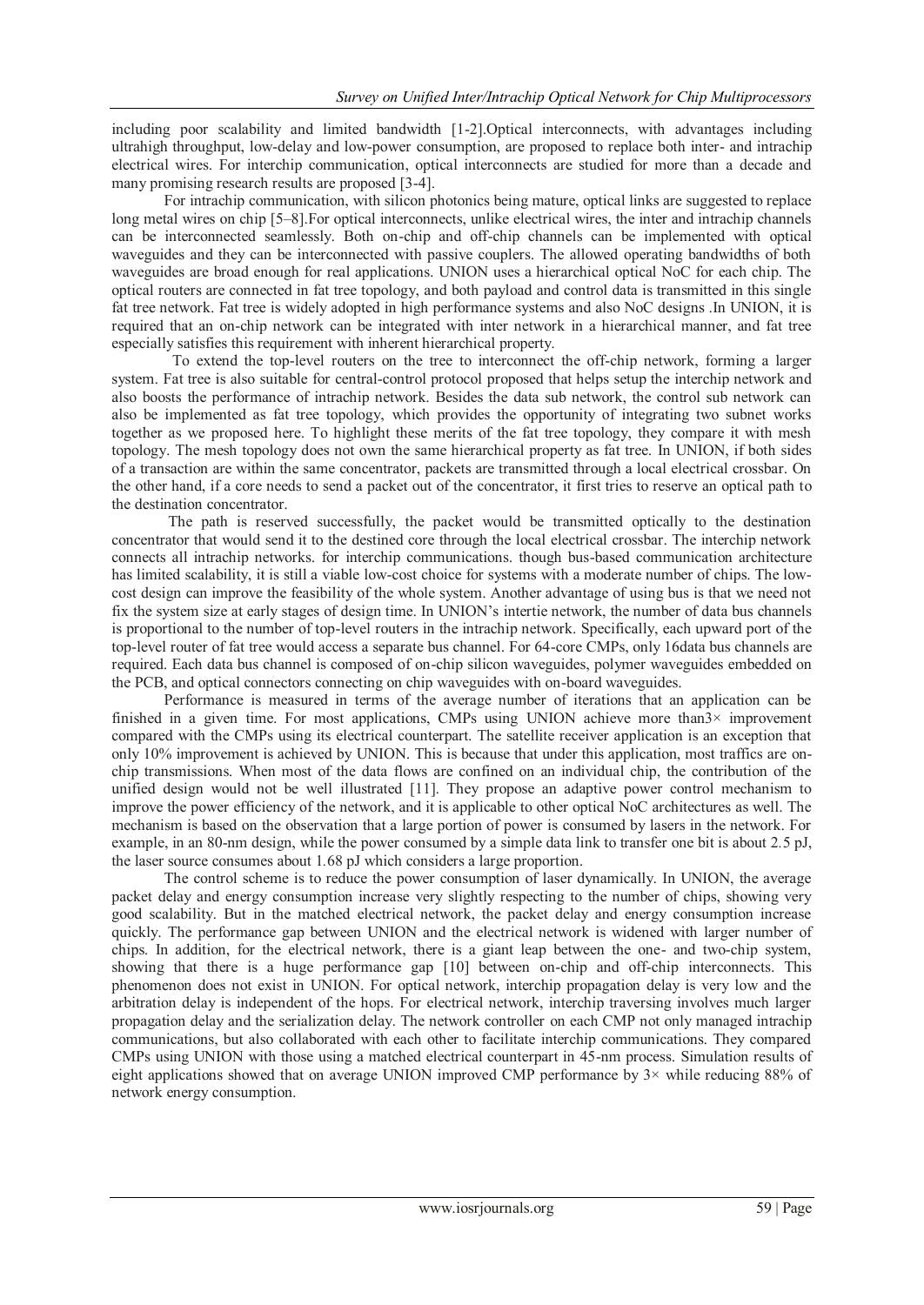including poor scalability and limited bandwidth [1-2].Optical interconnects, with advantages including ultrahigh throughput, low-delay and low-power consumption, are proposed to replace both inter- and intrachip electrical wires. For interchip communication, optical interconnects are studied for more than a decade and many promising research results are proposed [3-4].

For intrachip communication, with silicon photonics being mature, optical links are suggested to replace long metal wires on chip [5–8].For optical interconnects, unlike electrical wires, the inter and intrachip channels can be interconnected seamlessly. Both on-chip and off-chip channels can be implemented with optical waveguides and they can be interconnected with passive couplers. The allowed operating bandwidths of both waveguides are broad enough for real applications. UNION uses a hierarchical optical NoC for each chip. The optical routers are connected in fat tree topology, and both payload and control data is transmitted in this single fat tree network. Fat tree is widely adopted in high performance systems and also NoC designs .In UNION, it is required that an on-chip network can be integrated with inter network in a hierarchical manner, and fat tree especially satisfies this requirement with inherent hierarchical property.

To extend the top-level routers on the tree to interconnect the off-chip network, forming a larger system. Fat tree is also suitable for central-control protocol proposed that helps setup the interchip network and also boosts the performance of intrachip network. Besides the data sub network, the control sub network can also be implemented as fat tree topology, which provides the opportunity of integrating two subnet works together as we proposed here. To highlight these merits of the fat tree topology, they compare it with mesh topology. The mesh topology does not own the same hierarchical property as fat tree. In UNION, if both sides of a transaction are within the same concentrator, packets are transmitted through a local electrical crossbar. On the other hand, if a core needs to send a packet out of the concentrator, it first tries to reserve an optical path to the destination concentrator.

The path is reserved successfully, the packet would be transmitted optically to the destination concentrator that would send it to the destined core through the local electrical crossbar. The interchip network connects all intrachip networks. for interchip communications. though bus-based communication architecture has limited scalability, it is still a viable low-cost choice for systems with a moderate number of chips. The low-cost design can improve the feasibility of the whole system. Another advantage of using bus is that we need not fix the system size at early stages of design time. In UNION's intertie network, the number of data bus channels is proportional to the number of top-level routers in the intrachip network. Specifically, each upward port of the top-level router of fat tree would access a separate bus channel. For 64-core CMPs, only 16data bus channels are required. Each data bus channel is composed of on-chip silicon waveguides, polymer waveguides embedded on the PCB, and optical connectors connecting on chip waveguides with on-board waveguides.

Performance is measured in terms of the average number of iterations that an application can be finished in a given time. For most applications, CMPs using UNION achieve more than3× improvement compared with the CMPs using its electrical counterpart. The satellite receiver application is an exception that only 10% improvement is achieved by UNION. This is because that under this application, most traffics are on-chip transmissions. When most of the data flows are confined on an individual chip, the contribution of the unified design would not be well illustrated [11]. They propose an adaptive power control mechanism to improve the power efficiency of the network, and it is applicable to other optical NoC architectures as well. The mechanism is based on the observation that a large portion of power is consumed by lasers in the network. For example, in an 80-nm design, while the power consumed by a simple data link to transfer one bit is about 2.5 pJ, the laser source consumes about 1.68 pJ which considers a large proportion.

The control scheme is to reduce the power consumption of laser dynamically. In UNION, the average packet delay and energy consumption increase very slightly respecting to the number of chips, showing very good scalability. But in the matched electrical network, the packet delay and energy consumption increase quickly. The performance gap between UNION and the electrical network is widened with larger number of chips. In addition, for the electrical network, there is a giant leap between the one- and two-chip system, showing that there is a huge performance gap [10] between on-chip and off-chip interconnects. This phenomenon does not exist in UNION. For optical network, interchip propagation delay is very low and the arbitration delay is independent of the hops. For electrical network, interchip traversing involves much larger propagation delay and the serialization delay. The network controller on each CMP not only managed intrachip communications, but also collaborated with each other to facilitate interchip communications. They compared CMPs using UNION with those using a matched electrical counterpart in 45-nm process. Simulation results of eight applications showed that on average UNION improved CMP performance by 3× while reducing 88% of network energy consumption.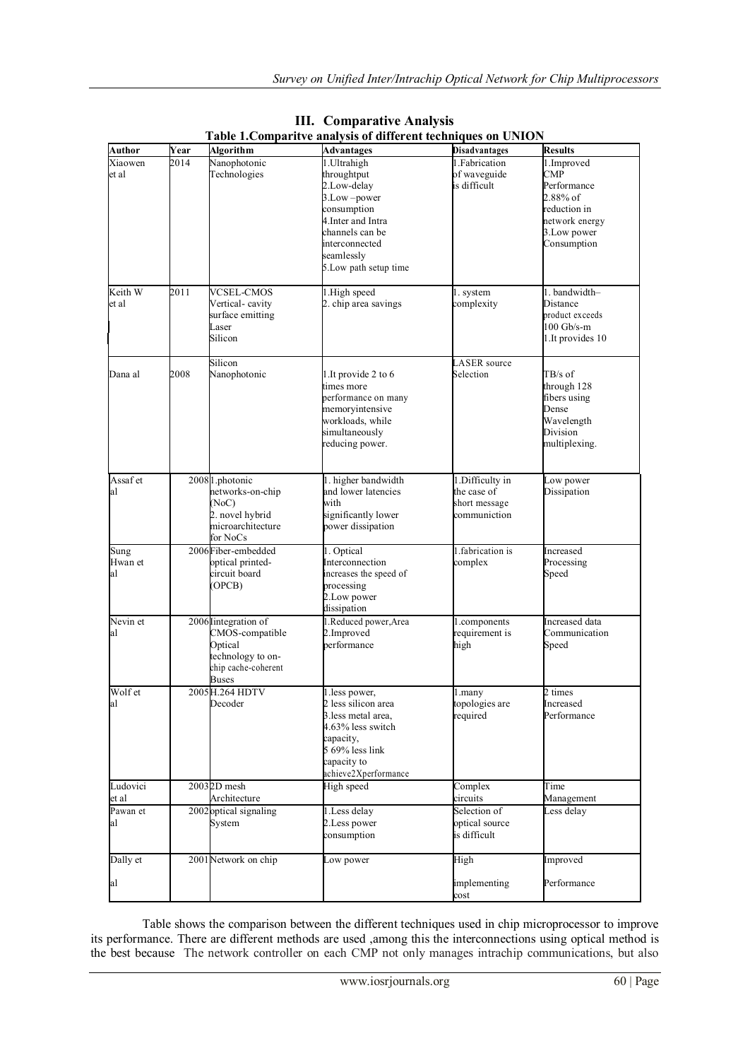## III. Comparative Analysis

**Table 1.Comparitve analysis of different techniques on UNION**

| Author | Year | Algorithm | Advantages | Disadvantages | Results |
|---|---|---|---|---|---|
| Xiaowen et al | 2014 | Nanophotonic Technologies | 1.Ultrahigh throughtput 2.Low-delay 3.Low –power consumption 4.Inter and Intra channels can be interconnected seamlessly 5.Low path setup time | 1.Fabrication of waveguide is difficult | 1.Improved CMP Performance 2.88% of reduction in network energy 3.Low power Consumption |
| Keith W et al | 2011 | VCSEL-CMOS Vertical- cavity surface emitting Laser Silicon | 1.High speed 2. chip area savings | 1. system complexity | 1. bandwidth– Distance product exceeds 100 Gb/s-m 1.It provides 10 |
| Dana al | 2008 | Silicon Nanophotonic | 1.It provide 2 to 6 times more performance on many memoryintensive workloads, while simultaneously reducing power. | LASER source Selection | TB/s of through 128 fibers using Dense Wavelength Division multiplexing. |
| Assaf et al | 2008 | 1.photonic networks-on-chip (NoC) 2. novel hybrid microarchitecture for NoCs | 1. higher bandwidth and lower latencies with significantly lower power dissipation | 1.Difficulty in the case of short message communiction | Low power Dissipation |
| Sung Hwan et al | 2006 | Fiber-embedded optical printed-circuit board (OPCB) | 1. Optical Interconnection increases the speed of processing 2.Low power dissipation | 1.fabrication is complex | Increased Processing Speed |
| Nevin et al | 2006 | Iintegration of CMOS-compatible Optical technology to on-chip cache-coherent Buses | 1.Reduced power,Area 2.Improved performance | 1.components requirement is high | Increased data Communication Speed |
| Wolf et al | 2005 | H.264 HDTV Decoder | 1.less power, 2 less silicon area 3.less metal area, 4.63% less switch capacity, 5 69% less link capacity to achieve2Xperformance | 1.many topologies are required | 2 times Increased Performance |
| Ludovici et al | 2003 | 2D mesh Architecture | High speed | Complex circuits | Time Management |
| Pawan et al | 2002 | optical signaling System | 1.Less delay 2.Less power consumption | Selection of optical source is difficult | Less delay |
| Dally et al | 2001 | Network on chip | Low power | High implementing cost | Improved Performance |

Table shows the comparison between the different techniques used in chip microprocessor to improve its performance. There are different methods are used ,among this the interconnections using optical method is the best because The network controller on each CMP not only manages intrachip communications, but also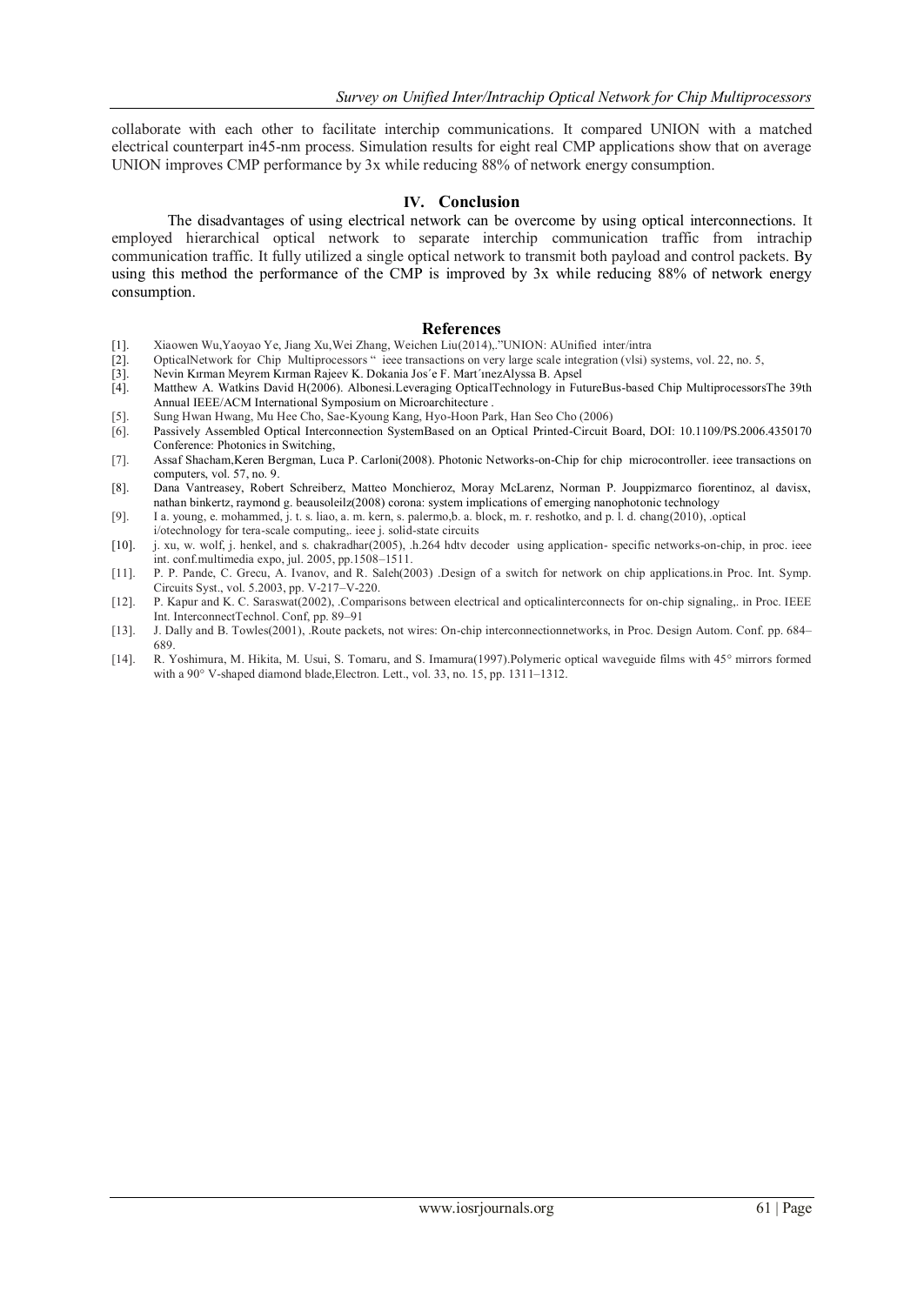collaborate with each other to facilitate interchip communications. It compared UNION with a matched electrical counterpart in45-nm process. Simulation results for eight real CMP applications show that on average UNION improves CMP performance by 3x while reducing 88% of network energy consumption.

## IV. Conclusion

The disadvantages of using electrical network can be overcome by using optical interconnections. It employed hierarchical optical network to separate interchip communication traffic from intrachip communication traffic. It fully utilized a single optical network to transmit both payload and control packets. By using this method the performance of the CMP is improved by 3x while reducing 88% of network energy consumption.

## References

[1]. Xiaowen Wu,Yaoyao Ye, Jiang Xu,Wei Zhang, Weichen Liu(2014),."UNION: AUnified inter/intra

[2]. OpticalNetwork for Chip Multiprocessors " ieee transactions on very large scale integration (vlsi) systems, vol. 22, no. 5,

[3]. Nevin Kırman Meyrem Kırman Rajeev K. Dokania Jos´e F. Mart´ınezAlyssa B. Apsel

[4]. Matthew A. Watkins David H(2006). Albonesi.Leveraging OpticalTechnology in FutureBus-based Chip MultiprocessorsThe 39th Annual IEEE/ACM International Symposium on Microarchitecture .

[5]. Sung Hwan Hwang, Mu Hee Cho, Sae-Kyoung Kang, Hyo-Hoon Park, Han Seo Cho (2006)

[6]. Passively Assembled Optical Interconnection SystemBased on an Optical Printed-Circuit Board, DOI: 10.1109/PS.2006.4350170 Conference: Photonics in Switching,

[7]. Assaf Shacham,Keren Bergman, Luca P. Carloni(2008). Photonic Networks-on-Chip for chip microcontroller. ieee transactions on computers, vol. 57, no. 9.

[8]. Dana Vantreasey, Robert Schreiberz, Matteo Monchieroz, Moray McLarenz, Norman P. Jouppizmarco fiorentinoz, al davisx, nathan binkertz, raymond g. beausoleilz(2008) corona: system implications of emerging nanophotonic technology

[9]. I a. young, e. mohammed, j. t. s. liao, a. m. kern, s. palermo,b. a. block, m. r. reshotko, and p. l. d. chang(2010), .optical i/otechnology for tera-scale computing,. ieee j. solid-state circuits

[10]. j. xu, w. wolf, j. henkel, and s. chakradhar(2005), .h.264 hdtv decoder using application- specific networks-on-chip, in proc. ieee int. conf.multimedia expo, jul. 2005, pp.1508–1511.

[11]. P. P. Pande, C. Grecu, A. Ivanov, and R. Saleh(2003) .Design of a switch for network on chip applications.in Proc. Int. Symp. Circuits Syst., vol. 5.2003, pp. V-217–V-220.

[12]. P. Kapur and K. C. Saraswat(2002), .Comparisons between electrical and opticalinterconnects for on-chip signaling,. in Proc. IEEE Int. InterconnectTechnol. Conf, pp. 89–91

[13]. J. Dally and B. Towles(2001), .Route packets, not wires: On-chip interconnectionnetworks, in Proc. Design Autom. Conf. pp. 684–689.

[14]. R. Yoshimura, M. Hikita, M. Usui, S. Tomaru, and S. Imamura(1997).Polymeric optical waveguide films with 45° mirrors formed with a 90° V-shaped diamond blade,Electron. Lett., vol. 33, no. 15, pp. 1311–1312.